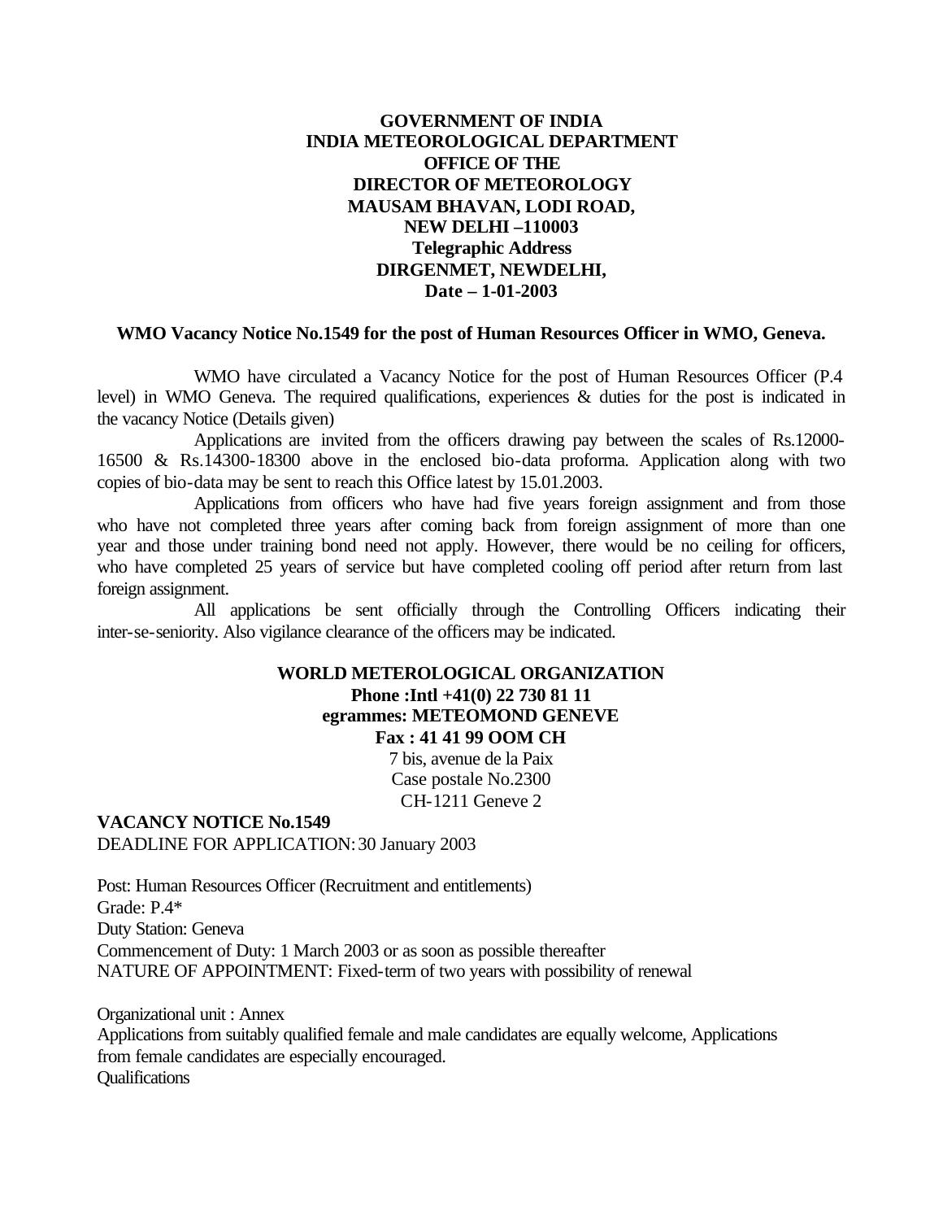**GOVERNMENT OF INDIA**
**INDIA METEOROLOGICAL DEPARTMENT**
**OFFICE OF THE**
**DIRECTOR OF METEOROLOGY**
**MAUSAM BHAVAN, LODI ROAD,**
**NEW DELHI –110003**
**Telegraphic Address**
**DIRGENMET, NEWDELHI,**
**Date – 1-01-2003**

**WMO Vacancy Notice No.1549 for the post of Human Resources Officer in WMO, Geneva.**

WMO have circulated a Vacancy Notice for the post of Human Resources Officer (P.4 level) in WMO Geneva. The required qualifications, experiences & duties for the post is indicated in the vacancy Notice (Details given)

Applications are invited from the officers drawing pay between the scales of Rs.12000-16500 & Rs.14300-18300 above in the enclosed bio-data proforma. Application along with two copies of bio-data may be sent to reach this Office latest by 15.01.2003.

Applications from officers who have had five years foreign assignment and from those who have not completed three years after coming back from foreign assignment of more than one year and those under training bond need not apply. However, there would be no ceiling for officers, who have completed 25 years of service but have completed cooling off period after return from last foreign assignment.

All applications be sent officially through the Controlling Officers indicating their inter-se-seniority. Also vigilance clearance of the officers may be indicated.

**WORLD METEROLOGICAL ORGANIZATION**
**Phone :Intl +41(0) 22 730 81 11**
**egrammes: METEOMOND GENEVE**
**Fax : 41 41 99 OOM CH**
7 bis, avenue de la Paix
Case postale No.2300
CH-1211 Geneve 2

**VACANCY NOTICE No.1549**
DEADLINE FOR APPLICATION: 30 January 2003

Post: Human Resources Officer (Recruitment and entitlements)
Grade: P.4*
Duty Station: Geneva
Commencement of Duty: 1 March 2003 or as soon as possible thereafter
NATURE OF APPOINTMENT: Fixed-term of two years with possibility of renewal

Organizational unit : Annex
Applications from suitably qualified female and male candidates are equally welcome, Applications from female candidates are especially encouraged.
Qualifications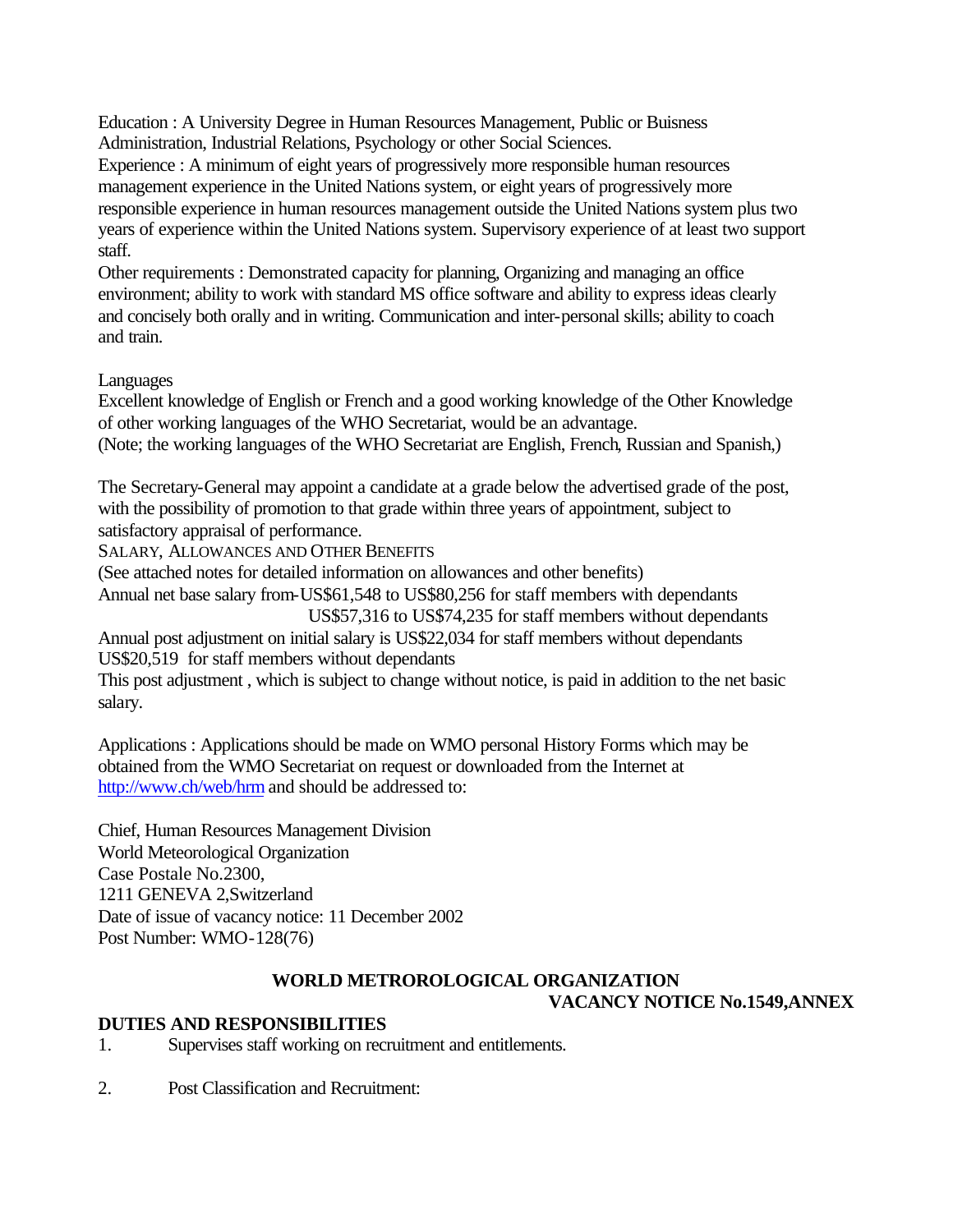Education : A University Degree in Human Resources Management, Public or Buisness Administration, Industrial Relations, Psychology or other Social Sciences.

Experience : A minimum of eight years of progressively more responsible human resources management experience in the United Nations system, or eight years of progressively more responsible experience in human resources management outside the United Nations system plus two years of experience within the United Nations system. Supervisory experience of at least two support staff.

Other requirements : Demonstrated capacity for planning, Organizing and managing an office environment; ability to work with standard MS office software and ability to express ideas clearly and concisely both orally and in writing. Communication and inter-personal skills; ability to coach and train.

Languages

Excellent knowledge of English or French and a good working knowledge of the Other Knowledge of other working languages of the WHO Secretariat, would be an advantage.

(Note; the working languages of the WHO Secretariat are English, French, Russian and Spanish,)

The Secretary-General may appoint a candidate at a grade below the advertised grade of the post, with the possibility of promotion to that grade within three years of appointment, subject to satisfactory appraisal of performance.

SALARY, ALLOWANCES AND OTHER BENEFITS

(See attached notes for detailed information on allowances and other benefits)

Annual net base salary from-US$61,548 to US$80,256 for staff members with dependants
US$57,316 to US$74,235 for staff members without dependants

Annual post adjustment on initial salary is US$22,034 for staff members without dependants
US$20,519 for staff members without dependants

This post adjustment , which is subject to change without notice, is paid in addition to the net basic salary.

Applications : Applications should be made on WMO personal History Forms which may be obtained from the WMO Secretariat on request or downloaded from the Internet at http://www.ch/web/hrm and should be addressed to:

Chief, Human Resources Management Division
World Meteorological Organization
Case Postale No.2300,
1211 GENEVA 2,Switzerland
Date of issue of vacancy notice: 11 December 2002
Post Number: WMO-128(76)

**WORLD METROROLOGICAL ORGANIZATION**

**VACANCY NOTICE No.1549,ANNEX**

**DUTIES AND RESPONSIBILITIES**

1. Supervises staff working on recruitment and entitlements.

2. Post Classification and Recruitment: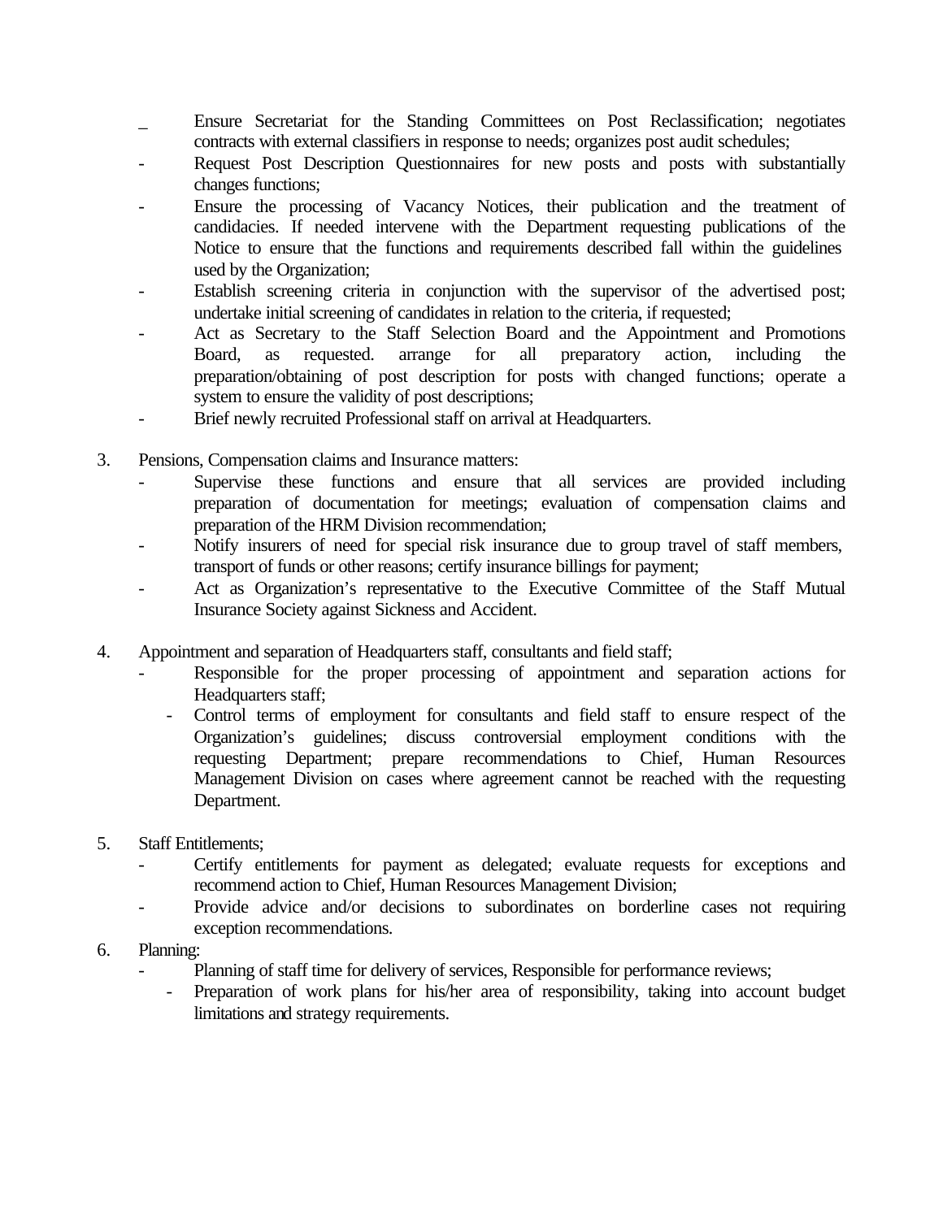- Ensure Secretariat for the Standing Committees on Post Reclassification; negotiates contracts with external classifiers in response to needs; organizes post audit schedules;
- Request Post Description Questionnaires for new posts and posts with substantially changes functions;
- Ensure the processing of Vacancy Notices, their publication and the treatment of candidacies. If needed intervene with the Department requesting publications of the Notice to ensure that the functions and requirements described fall within the guidelines used by the Organization;
- Establish screening criteria in conjunction with the supervisor of the advertised post; undertake initial screening of candidates in relation to the criteria, if requested;
- Act as Secretary to the Staff Selection Board and the Appointment and Promotions Board, as requested. arrange for all preparatory action, including the preparation/obtaining of post description for posts with changed functions; operate a system to ensure the validity of post descriptions;
- Brief newly recruited Professional staff on arrival at Headquarters.

3. Pensions, Compensation claims and Insurance matters:
   - Supervise these functions and ensure that all services are provided including preparation of documentation for meetings; evaluation of compensation claims and preparation of the HRM Division recommendation;
   - Notify insurers of need for special risk insurance due to group travel of staff members, transport of funds or other reasons; certify insurance billings for payment;
   - Act as Organization's representative to the Executive Committee of the Staff Mutual Insurance Society against Sickness and Accident.

4. Appointment and separation of Headquarters staff, consultants and field staff;
   - Responsible for the proper processing of appointment and separation actions for Headquarters staff;
   - Control terms of employment for consultants and field staff to ensure respect of the Organization's guidelines; discuss controversial employment conditions with the requesting Department; prepare recommendations to Chief, Human Resources Management Division on cases where agreement cannot be reached with the requesting Department.

5. Staff Entitlements;
   - Certify entitlements for payment as delegated; evaluate requests for exceptions and recommend action to Chief, Human Resources Management Division;
   - Provide advice and/or decisions to subordinates on borderline cases not requiring exception recommendations.

6. Planning:
   - Planning of staff time for delivery of services, Responsible for performance reviews;
   - Preparation of work plans for his/her area of responsibility, taking into account budget limitations and strategy requirements.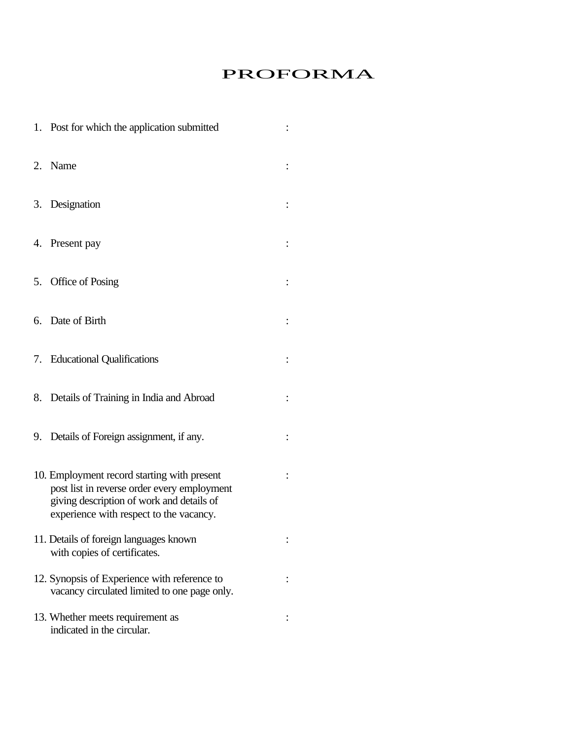# PROFORMA

1. Post for which the application submitted :

2. Name :

3. Designation :

4. Present pay :

5. Office of Posing :

6. Date of Birth :

7. Educational Qualifications :

8. Details of Training in India and Abroad :

9. Details of Foreign assignment, if any. :

10. Employment record starting with present post list in reverse order every employment giving description of work and details of experience with respect to the vacancy. :

11. Details of foreign languages known with copies of certificates. :

12. Synopsis of Experience with reference to vacancy circulated limited to one page only. :

13. Whether meets requirement as indicated in the circular. :